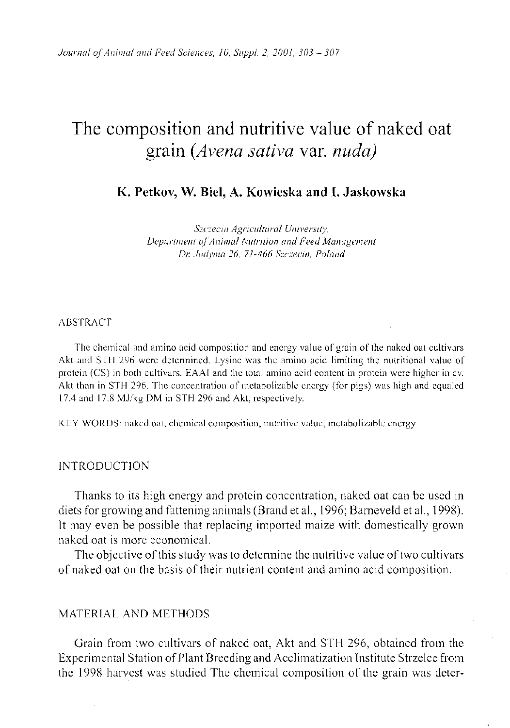# The composition and nutritive value of naked oat grain (*Avena sativa* var. *nuda*)

**K. Petkov, W. Biel, A. Kowieska and I. Jaskowska**

*Szczecin Agricultural University,*
*Department of Animal Nutrition and Feed Management*
*Dr. Judyma 26, 71-466 Szczecin, Poland*

ABSTRACT

The chemical and amino acid composition and energy value of grain of the naked oat cultivars Akt and STH 296 were determined. Lysine was the amino acid limiting the nutritional value of protein (CS) in both cultivars. EAAI and the total amino acid content in protein were higher in cv. Akt than in STH 296. The concentration of metabolizable energy (for pigs) was high and equaled 17.4 and 17.8 MJ/kg DM in STH 296 and Akt, respectively.

KEY WORDS: naked oat, chemical composition, nutritive value, metabolizable energy

## INTRODUCTION

Thanks to its high energy and protein concentration, naked oat can be used in diets for growing and fattening animals (Brand et al., 1996; Barneveld et al., 1998). It may even be possible that replacing imported maize with domestically grown naked oat is more economical.

The objective of this study was to determine the nutritive value of two cultivars of naked oat on the basis of their nutrient content and amino acid composition.

## MATERIAL AND METHODS

Grain from two cultivars of naked oat, Akt and STH 296, obtained from the Experimental Station of Plant Breeding and Acclimatization Institute Strzelce from the 1998 harvest was studied The chemical composition of the grain was deter-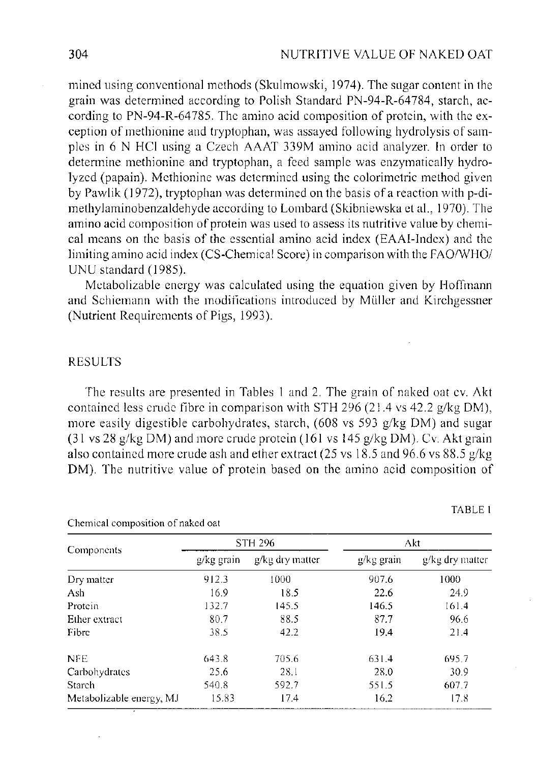mined using conventional methods (Skulmowski, 1974). The sugar content in the grain was determined according to Polish Standard PN-94-R-64784, starch, according to PN-94-R-64785. The amino acid composition of protein, with the exception of methionine and tryptophan, was assayed following hydrolysis of samples in 6 N HCl using a Czech AAAT 339M amino acid analyzer. In order to determine methionine and tryptophan, a feed sample was enzymatically hydrolyzed (papain). Methionine was determined using the colorimetric method given by Pawlik (1972), tryptophan was determined on the basis of a reaction with p-dimethylaminobenzaldehyde according to Lombard (Skibniewska et al., 1970). The amino acid composition of protein was used to assess its nutritive value by chemical means on the basis of the essential amino acid index (EAAI-Index) and the limiting amino acid index (CS-Chemical Score) in comparison with the FAO/WHO/UNU standard (1985).

Metabolizable energy was calculated using the equation given by Hoffmann and Schiemann with the modifications introduced by Müller and Kirchgessner (Nutrient Requirements of Pigs, 1993).

## RESULTS

The results are presented in Tables 1 and 2. The grain of naked oat cv. Akt contained less crude fibre in comparison with STH 296 (21.4 vs 42.2 g/kg DM), more easily digestible carbohydrates, starch, (608 vs 593 g/kg DM) and sugar (31 vs 28 g/kg DM) and more crude protein (161 vs 145 g/kg DM). Cv. Akt grain also contained more crude ash and ether extract (25 vs 18.5 and 96.6 vs 88.5 g/kg DM). The nutritive value of protein based on the amino acid composition of

TABLE 1

Chemical composition of naked oat

| Components | STH 296 | | Akt | |
|---|---|---|---|---|
| | g/kg grain | g/kg dry matter | g/kg grain | g/kg dry matter |
| Dry matter | 912.3 | 1000 | 907.6 | 1000 |
| Ash | 16.9 | 18.5 | 22.6 | 24.9 |
| Protein | 132.7 | 145.5 | 146.5 | 161.4 |
| Ether extract | 80.7 | 88.5 | 87.7 | 96.6 |
| Fibre | 38.5 | 42.2 | 19.4 | 21.4 |
| NFE | 643.8 | 705.6 | 631.4 | 695.7 |
| Carbohydrates | 25.6 | 28.1 | 28.0 | 30.9 |
| Starch | 540.8 | 592.7 | 551.5 | 607.7 |
| Metabolizable energy, MJ | 15.83 | 17.4 | 16.2 | 17.8 |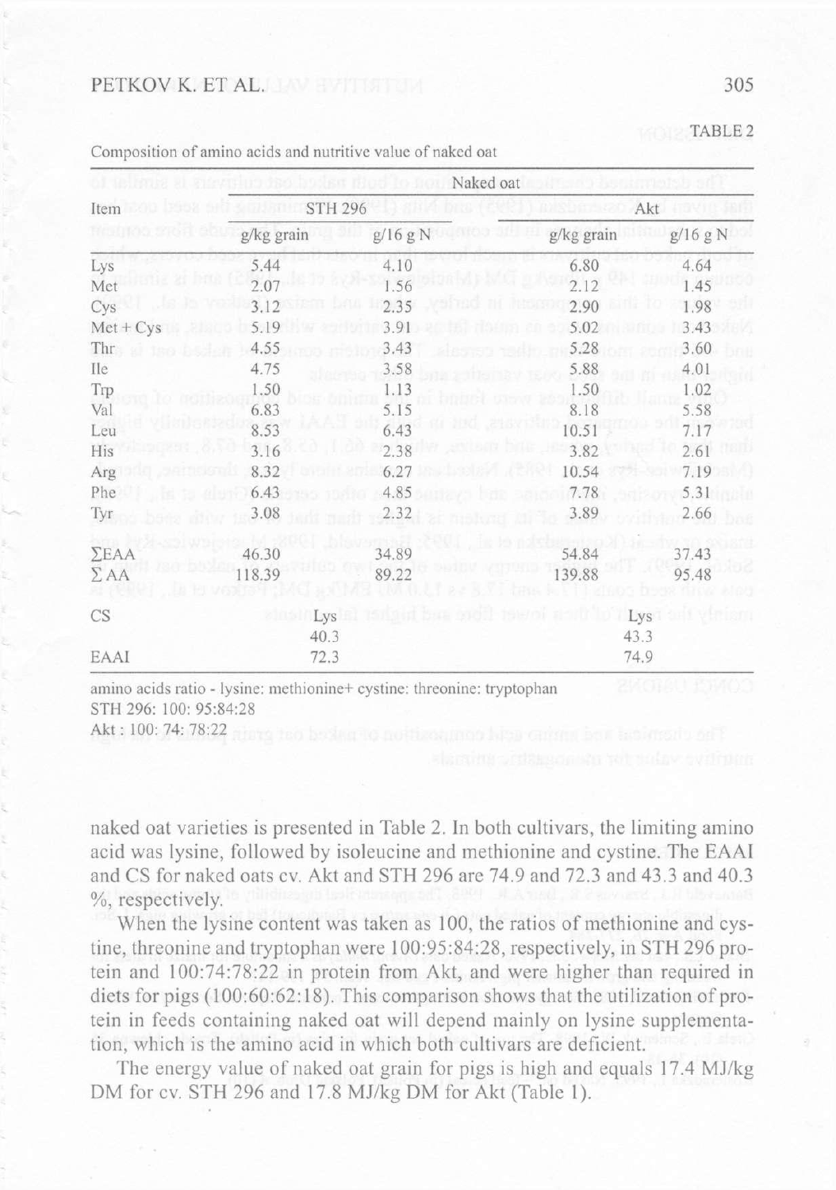TABLE 2

Composition of amino acids and nutritive value of naked oat

| Item | Naked oat | | | |
|---|---|---|---|---|
| | STH 296 | | Akt | |
| | g/kg grain | g/16 g N | g/kg grain | g/16 g N |
| Lys | 5.44 | 4.10 | 6.80 | 4.64 |
| Met | 2.07 | 1.56 | 2.12 | 1.45 |
| Cys | 3.12 | 2.35 | 2.90 | 1.98 |
| Met + Cys | 5.19 | 3.91 | 5.02 | 3.43 |
| Thr | 4.55 | 3.43 | 5.28 | 3.60 |
| Ile | 4.75 | 3.58 | 5.88 | 4.01 |
| Trp | 1.50 | 1.13 | 1.50 | 1.02 |
| Val | 6.83 | 5.15 | 8.18 | 5.58 |
| Leu | 8.53 | 6.43 | 10.51 | 7.17 |
| His | 3.16 | 2.38 | 3.82 | 2.61 |
| Arg | 8.32 | 6.27 | 10.54 | 7.19 |
| Phe | 6.43 | 4.85 | 7.78 | 5.31 |
| Tyr | 3.08 | 2.32 | 3.89 | 2.66 |
| ΣEAA | 46.30 | 34.89 | 54.84 | 37.43 |
| Σ AA | 118.39 | 89.22 | 139.88 | 95.48 |
| CS | | Lys 40.3 | | Lys 43.3 |
| EAAI | | 72.3 | | 74.9 |

amino acids ratio - lysine: methionine+ cystine: threonine: tryptophan
STH 296: 100: 95:84:28
Akt : 100: 74: 78:22

naked oat varieties is presented in Table 2. In both cultivars, the limiting amino acid was lysine, followed by isoleucine and methionine and cystine. The EAAI and CS for naked oats cv. Akt and STH 296 are 74.9 and 72.3 and 43.3 and 40.3 %, respectively.

When the lysine content was taken as 100, the ratios of methionine and cystine, threonine and tryptophan were 100:95:84:28, respectively, in STH 296 protein and 100:74:78:22 in protein from Akt, and were higher than required in diets for pigs (100:60:62:18). This comparison shows that the utilization of protein in feeds containing naked oat will depend mainly on lysine supplementation, which is the amino acid in which both cultivars are deficient.

The energy value of naked oat grain for pigs is high and equals 17.4 MJ/kg DM for cv. STH 296 and 17.8 MJ/kg DM for Akt (Table 1).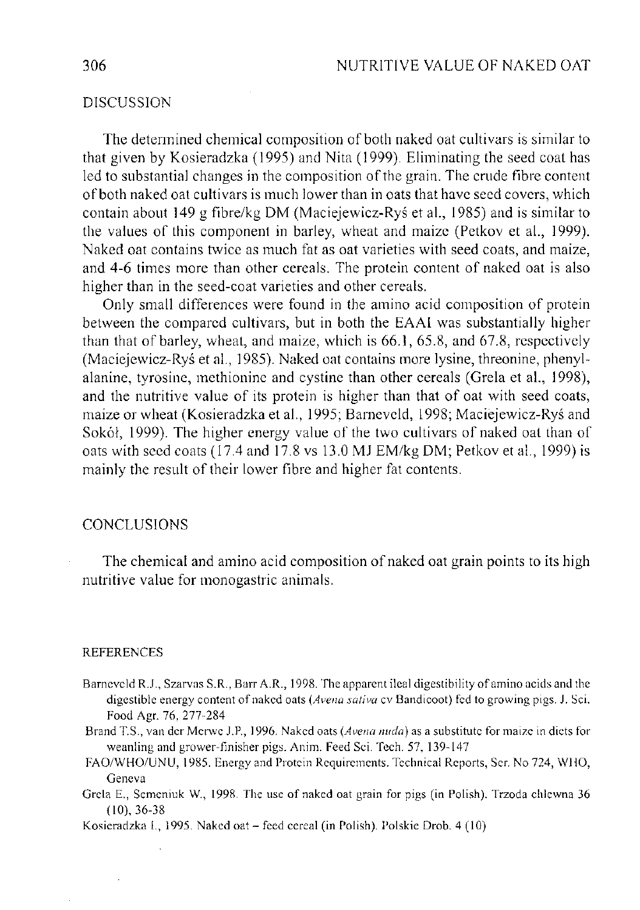## DISCUSSION

The determined chemical composition of both naked oat cultivars is similar to that given by Kosieradzka (1995) and Nita (1999). Eliminating the seed coat has led to substantial changes in the composition of the grain. The crude fibre content of both naked oat cultivars is much lower than in oats that have seed covers, which contain about 149 g fibre/kg DM (Maciejewicz-Ryś et al., 1985) and is similar to the values of this component in barley, wheat and maize (Petkov et al., 1999). Naked oat contains twice as much fat as oat varieties with seed coats, and maize, and 4-6 times more than other cereals. The protein content of naked oat is also higher than in the seed-coat varieties and other cereals.

Only small differences were found in the amino acid composition of protein between the compared cultivars, but in both the EAAI was substantially higher than that of barley, wheat, and maize, which is 66.1, 65.8, and 67.8, respectively (Maciejewicz-Ryś et al., 1985). Naked oat contains more lysine, threonine, phenylalanine, tyrosine, methionine and cystine than other cereals (Grela et al., 1998), and the nutritive value of its protein is higher than that of oat with seed coats, maize or wheat (Kosieradzka et al., 1995; Barneveld, 1998; Maciejewicz-Ryś and Sokół, 1999). The higher energy value of the two cultivars of naked oat than of oats with seed coats (17.4 and 17.8 vs 13.0 MJ EM/kg DM; Petkov et al., 1999) is mainly the result of their lower fibre and higher fat contents.

## CONCLUSIONS

The chemical and amino acid composition of naked oat grain points to its high nutritive value for monogastric animals.

## REFERENCES

Barneveld R.J., Szarvas S.R., Barr A.R., 1998. The apparent ileal digestibility of amino acids and the digestible energy content of naked oats (*Avena sativa* cv Bandicoot) fed to growing pigs. J. Sci. Food Agr. 76, 277-284

Brand T.S., van der Merwe J.P., 1996. Naked oats (*Avena nuda*) as a substitute for maize in diets for weanling and grower-finisher pigs. Anim. Feed Sci. Tech. 57, 139-147

FAO/WHO/UNU, 1985. Energy and Protein Requirements. Technical Reports, Ser. No 724, WHO, Geneva

Grela E., Semeniuk W., 1998. The use of naked oat grain for pigs (in Polish). Trzoda chlewna 36 (10), 36-38

Kosieradzka I., 1995. Naked oat – feed cereal (in Polish). Polskie Drob. 4 (10)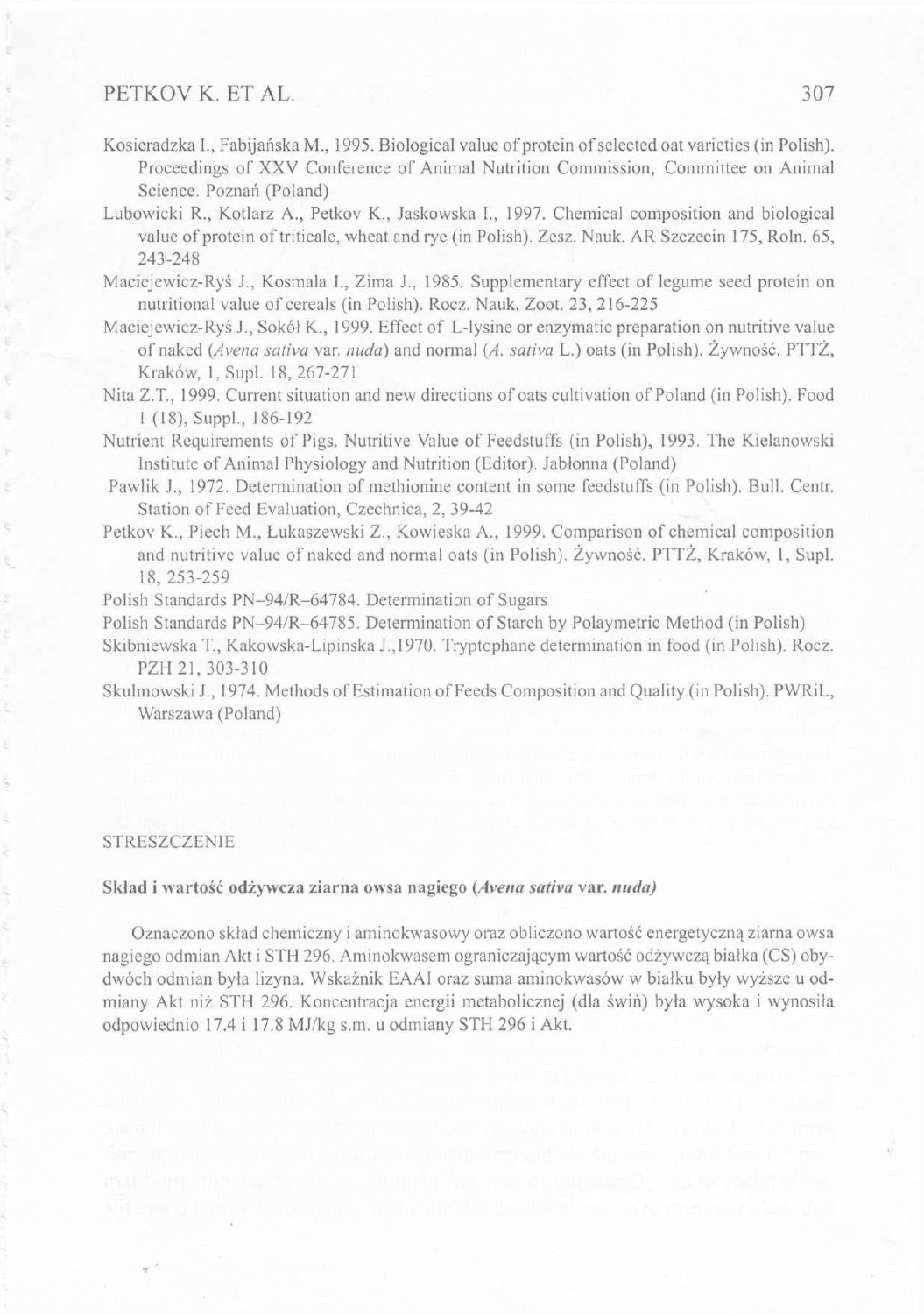Kosieradzka I., Fabijańska M., 1995. Biological value of protein of selected oat varieties (in Polish). Proceedings of XXV Conference of Animal Nutrition Commission, Committee on Animal Science. Poznań (Poland)

Lubowicki R., Kotlarz A., Petkov K., Jaskowska I., 1997. Chemical composition and biological value of protein of triticale, wheat and rye (in Polish). Zesz. Nauk. AR Szczecin 175, Roln. 65, 243-248

Maciejewicz-Ryś J., Kosmala I., Zima J., 1985. Supplementary effect of legume seed protein on nutritional value of cereals (in Polish). Rocz. Nauk. Zoot. 23, 216-225

Maciejewicz-Ryś J., Sokół K., 1999. Effect of L-lysine or enzymatic preparation on nutritive value of naked (*Avena sativa* var. *nuda*) and normal (*A. sativa* L.) oats (in Polish). Żywność. PTTŻ, Kraków, 1, Supl. 18, 267-271

Nita Z.T., 1999. Current situation and new directions of oats cultivation of Poland (in Polish). Food 1 (18), Suppl., 186-192

Nutrient Requirements of Pigs. Nutritive Value of Feedstuffs (in Polish), 1993. The Kielanowski Institute of Animal Physiology and Nutrition (Editor). Jabłonna (Poland)

Pawlik J., 1972. Determination of methionine content in some feedstuffs (in Polish). Bull. Centr. Station of Feed Evaluation, Czechnica, 2, 39-42

Petkov K., Piech M., Łukaszewski Z., Kowieska A., 1999. Comparison of chemical composition and nutritive value of naked and normal oats (in Polish). Żywność. PTTŻ, Kraków, 1, Supl. 18, 253-259

Polish Standards PN–94/R–64784. Determination of Sugars

Polish Standards PN–94/R–64785. Determination of Starch by Polaymetric Method (in Polish)

Skibniewska T., Kakowska-Lipinska J.,1970. Tryptophane determination in food (in Polish). Rocz. PZH 21, 303-310

Skulmowski J., 1974. Methods of Estimation of Feeds Composition and Quality (in Polish). PWRiL, Warszawa (Poland)

## STRESZCZENIE

**Skład i wartość odżywcza ziarna owsa nagiego (*Avena sativa* var. *nuda*)**

Oznaczono skład chemiczny i aminokwasowy oraz obliczono wartość energetyczną ziarna owsa nagiego odmian Akt i STH 296. Aminokwasem ograniczającym wartość odżywczą białka (CS) obydwóch odmian była lizyna. Wskaźnik EAAI oraz suma aminokwasów w białku były wyższe u odmiany Akt niż STH 296. Koncentracja energii metabolicznej (dla świń) była wysoka i wynosiła odpowiednio 17.4 i 17.8 MJ/kg s.m. u odmiany STH 296 i Akt.